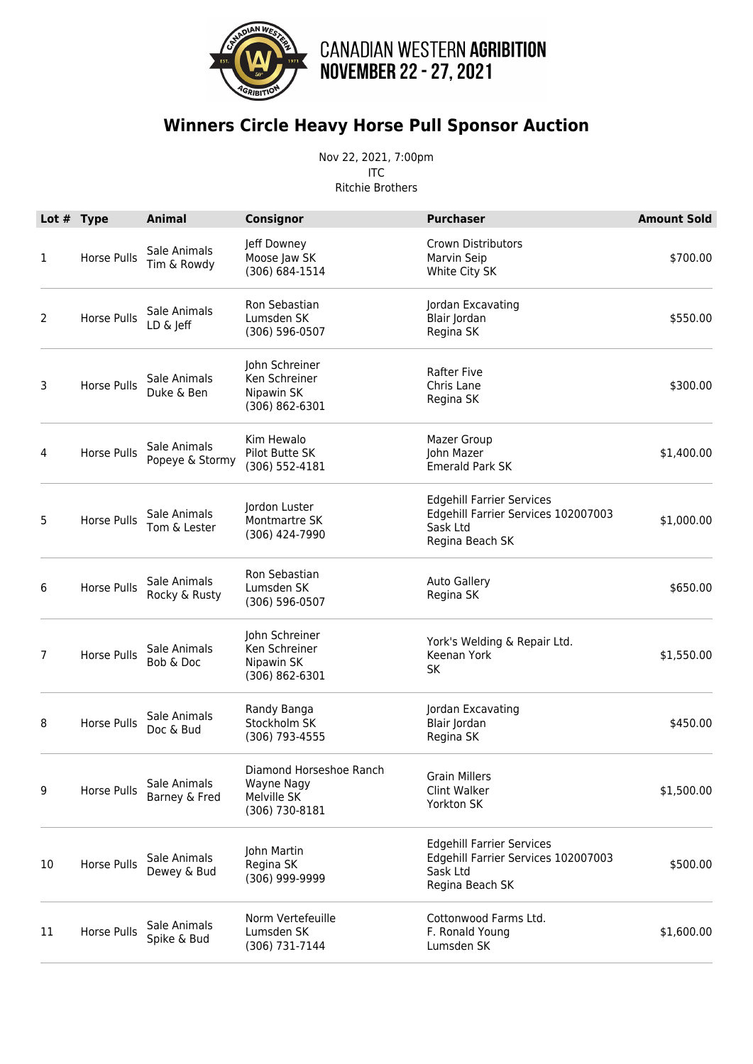CANADIAN WESTERN **AGRIBITION**
**NOVEMBER 22 - 27, 2021**

# Winners Circle Heavy Horse Pull Sponsor Auction

Nov 22, 2021, 7:00pm
ITC
Ritchie Brothers

| Lot # | Type | Animal | Consignor | Purchaser | Amount Sold |
|---|---|---|---|---|---|
| 1 | Horse Pulls | Sale Animals<br>Tim & Rowdy | Jeff Downey<br>Moose Jaw SK<br>(306) 684-1514 | Crown Distributors<br>Marvin Seip<br>White City SK | $700.00 |
| 2 | Horse Pulls | Sale Animals<br>LD & Jeff | Ron Sebastian<br>Lumsden SK<br>(306) 596-0507 | Jordan Excavating<br>Blair Jordan<br>Regina SK | $550.00 |
| 3 | Horse Pulls | Sale Animals<br>Duke & Ben | John Schreiner<br>Ken Schreiner<br>Nipawin SK<br>(306) 862-6301 | Rafter Five<br>Chris Lane<br>Regina SK | $300.00 |
| 4 | Horse Pulls | Sale Animals<br>Popeye & Stormy | Kim Hewalo<br>Pilot Butte SK<br>(306) 552-4181 | Mazer Group<br>John Mazer<br>Emerald Park SK | $1,400.00 |
| 5 | Horse Pulls | Sale Animals<br>Tom & Lester | Jordon Luster<br>Montmartre SK<br>(306) 424-7990 | Edgehill Farrier Services<br>Edgehill Farrier Services 102007003<br>Sask Ltd<br>Regina Beach SK | $1,000.00 |
| 6 | Horse Pulls | Sale Animals<br>Rocky & Rusty | Ron Sebastian<br>Lumsden SK<br>(306) 596-0507 | Auto Gallery<br>Regina SK | $650.00 |
| 7 | Horse Pulls | Sale Animals<br>Bob & Doc | John Schreiner<br>Ken Schreiner<br>Nipawin SK<br>(306) 862-6301 | York's Welding & Repair Ltd.<br>Keenan York<br>SK | $1,550.00 |
| 8 | Horse Pulls | Sale Animals<br>Doc & Bud | Randy Banga<br>Stockholm SK<br>(306) 793-4555 | Jordan Excavating<br>Blair Jordan<br>Regina SK | $450.00 |
| 9 | Horse Pulls | Sale Animals<br>Barney & Fred | Diamond Horseshoe Ranch<br>Wayne Nagy<br>Melville SK<br>(306) 730-8181 | Grain Millers<br>Clint Walker<br>Yorkton SK | $1,500.00 |
| 10 | Horse Pulls | Sale Animals<br>Dewey & Bud | John Martin<br>Regina SK<br>(306) 999-9999 | Edgehill Farrier Services<br>Edgehill Farrier Services 102007003<br>Sask Ltd<br>Regina Beach SK | $500.00 |
| 11 | Horse Pulls | Sale Animals<br>Spike & Bud | Norm Vertefeuille<br>Lumsden SK<br>(306) 731-7144 | Cottonwood Farms Ltd.<br>F. Ronald Young<br>Lumsden SK | $1,600.00 |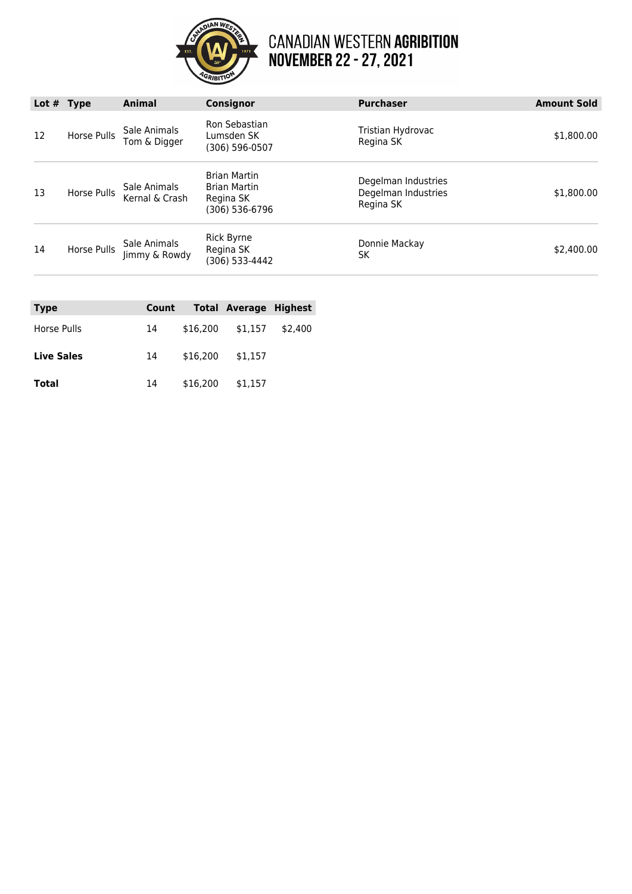# CANADIAN WESTERN **AGRIBITION**
## NOVEMBER 22 - 27, 2021

| Lot # | Type | Animal | Consignor | Purchaser | Amount Sold |
|---|---|---|---|---|---|
| 12 | Horse Pulls | Sale Animals<br>Tom & Digger | Ron Sebastian<br>Lumsden SK<br>(306) 596-0507 | Tristian Hydrovac<br>Regina SK | $1,800.00 |
| 13 | Horse Pulls | Sale Animals<br>Kernal & Crash | Brian Martin<br>Brian Martin<br>Regina SK<br>(306) 536-6796 | Degelman Industries<br>Degelman Industries<br>Regina SK | $1,800.00 |
| 14 | Horse Pulls | Sale Animals<br>Jimmy & Rowdy | Rick Byrne<br>Regina SK<br>(306) 533-4442 | Donnie Mackay<br>SK | $2,400.00 |

| Type | Count | Total | Average | Highest |
|---|---|---|---|---|
| Horse Pulls | 14 | $16,200 | $1,157 | $2,400 |
| **Live Sales** | 14 | $16,200 | $1,157 | |
| **Total** | 14 | $16,200 | $1,157 | |